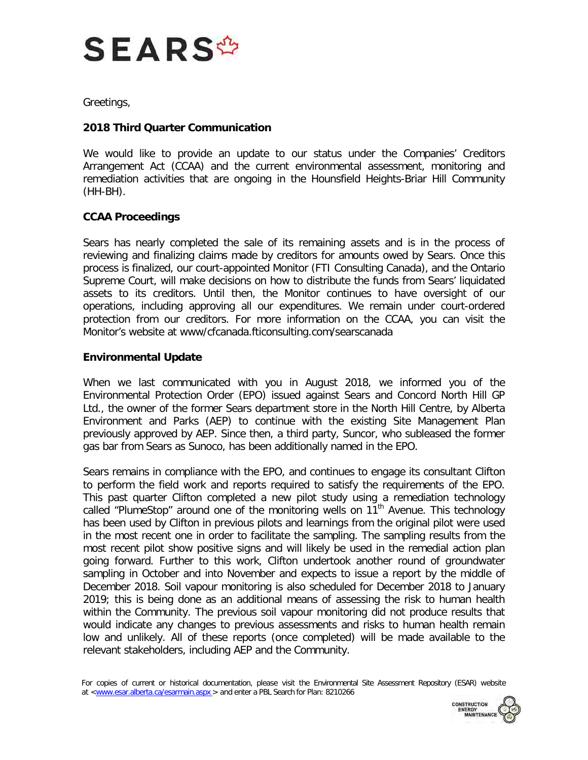# SEARS

Greetings,

**2018 Third Quarter Communication**

We would like to provide an update to our status under the Companies' Creditors Arrangement Act (CCAA) and the current environmental assessment, monitoring and remediation activities that are ongoing in the Hounsfield Heights-Briar Hill Community (HH-BH).

**CCAA Proceedings**

Sears has nearly completed the sale of its remaining assets and is in the process of reviewing and finalizing claims made by creditors for amounts owed by Sears. Once this process is finalized, our court-appointed Monitor (FTI Consulting Canada), and the Ontario Supreme Court, will make decisions on how to distribute the funds from Sears' liquidated assets to its creditors. Until then, the Monitor continues to have oversight of our operations, including approving all our expenditures. We remain under court-ordered protection from our creditors. For more information on the CCAA, you can visit the Monitor's website at www/cfcanada.fticonsulting.com/searscanada

**Environmental Update**

When we last communicated with you in August 2018, we informed you of the Environmental Protection Order (EPO) issued against Sears and Concord North Hill GP Ltd., the owner of the former Sears department store in the North Hill Centre, by Alberta Environment and Parks (AEP) to continue with the existing Site Management Plan previously approved by AEP. Since then, a third party, Suncor, who subleased the former gas bar from Sears as Sunoco, has been additionally named in the EPO.

Sears remains in compliance with the EPO, and continues to engage its consultant Clifton to perform the field work and reports required to satisfy the requirements of the EPO. This past quarter Clifton completed a new pilot study using a remediation technology called "PlumeStop" around one of the monitoring wells on 11th Avenue. This technology has been used by Clifton in previous pilots and learnings from the original pilot were used in the most recent one in order to facilitate the sampling. The sampling results from the most recent pilot show positive signs and will likely be used in the remedial action plan going forward. Further to this work, Clifton undertook another round of groundwater sampling in October and into November and expects to issue a report by the middle of December 2018. Soil vapour monitoring is also scheduled for December 2018 to January 2019; this is being done as an additional means of assessing the risk to human health within the Community. The previous soil vapour monitoring did not produce results that would indicate any changes to previous assessments and risks to human health remain low and unlikely. All of these reports (once completed) will be made available to the relevant stakeholders, including AEP and the Community.

For copies of current or historical documentation, please visit the Environmental Site Assessment Repository (ESAR) website at <www.esar.alberta.ca/esarmain.aspx > and enter a PBL Search for Plan: 8210266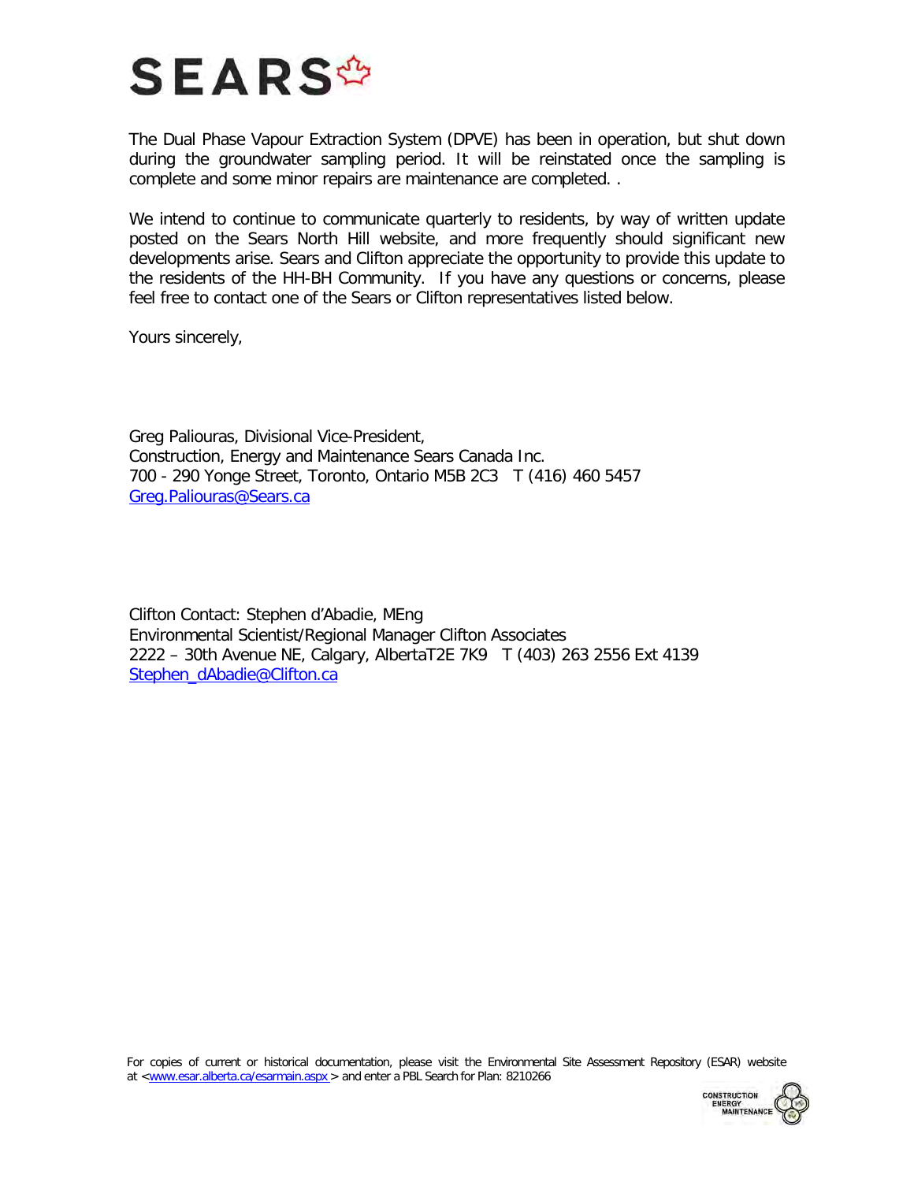SEARS

The Dual Phase Vapour Extraction System (DPVE) has been in operation, but shut down during the groundwater sampling period. It will be reinstated once the sampling is complete and some minor repairs are maintenance are completed. .

We intend to continue to communicate quarterly to residents, by way of written update posted on the Sears North Hill website, and more frequently should significant new developments arise. Sears and Clifton appreciate the opportunity to provide this update to the residents of the HH-BH Community. If you have any questions or concerns, please feel free to contact one of the Sears or Clifton representatives listed below.

Yours sincerely,

Greg Paliouras, Divisional Vice-President,
Construction, Energy and Maintenance Sears Canada Inc.
700 - 290 Yonge Street, Toronto, Ontario M5B 2C3 T (416) 460 5457
Greg.Paliouras@Sears.ca

Clifton Contact: Stephen d'Abadie, MEng
Environmental Scientist/Regional Manager Clifton Associates
2222 – 30th Avenue NE, Calgary, AlbertaT2E 7K9 T (403) 263 2556 Ext 4139
Stephen_dAbadie@Clifton.ca

For copies of current or historical documentation, please visit the Environmental Site Assessment Repository (ESAR) website at <www.esar.alberta.ca/esarmain.aspx > and enter a PBL Search for Plan: 8210266

CONSTRUCTION ENERGY MAINTENANCE